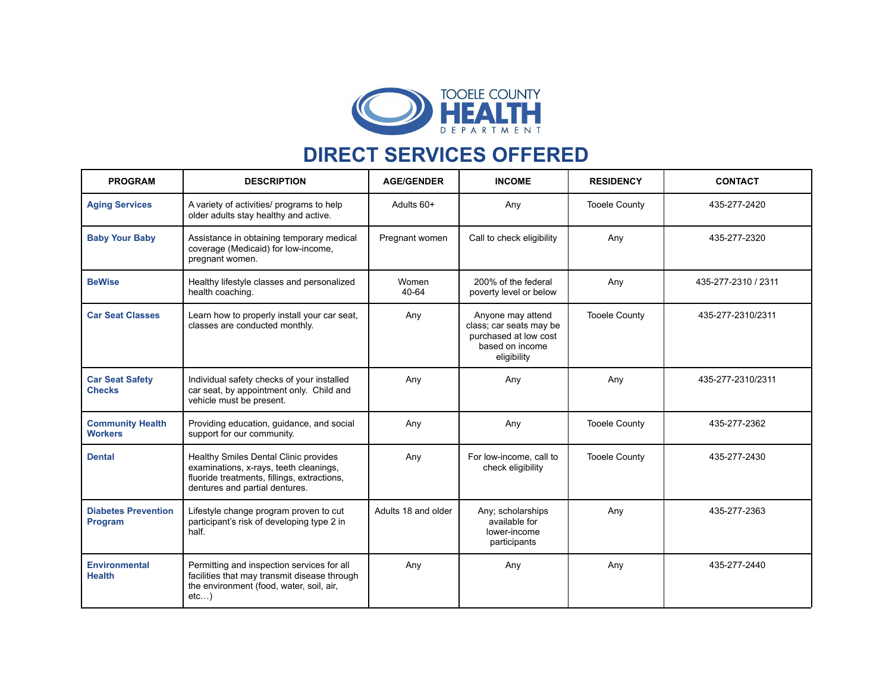TOOELE COUNTY HEALTH DEPARTMENT

# DIRECT SERVICES OFFERED

| PROGRAM | DESCRIPTION | AGE/GENDER | INCOME | RESIDENCY | CONTACT |
|---|---|---|---|---|---|
| **Aging Services** | A variety of activities/ programs to help older adults stay healthy and active. | Adults 60+ | Any | Tooele County | 435-277-2420 |
| **Baby Your Baby** | Assistance in obtaining temporary medical coverage (Medicaid) for low-income, pregnant women. | Pregnant women | Call to check eligibility | Any | 435-277-2320 |
| **BeWise** | Healthy lifestyle classes and personalized health coaching. | Women 40-64 | 200% of the federal poverty level or below | Any | 435-277-2310 / 2311 |
| **Car Seat Classes** | Learn how to properly install your car seat, classes are conducted monthly. | Any | Anyone may attend class; car seats may be purchased at low cost based on income eligibility | Tooele County | 435-277-2310/2311 |
| **Car Seat Safety Checks** | Individual safety checks of your installed car seat, by appointment only. Child and vehicle must be present. | Any | Any | Any | 435-277-2310/2311 |
| **Community Health Workers** | Providing education, guidance, and social support for our community. | Any | Any | Tooele County | 435-277-2362 |
| **Dental** | Healthy Smiles Dental Clinic provides examinations, x-rays, teeth cleanings, fluoride treatments, fillings, extractions, dentures and partial dentures. | Any | For low-income, call to check eligibility | Tooele County | 435-277-2430 |
| **Diabetes Prevention Program** | Lifestyle change program proven to cut participant's risk of developing type 2 in half. | Adults 18 and older | Any; scholarships available for lower-income participants | Any | 435-277-2363 |
| **Environmental Health** | Permitting and inspection services for all facilities that may transmit disease through the environment (food, water, soil, air, etc…) | Any | Any | Any | 435-277-2440 |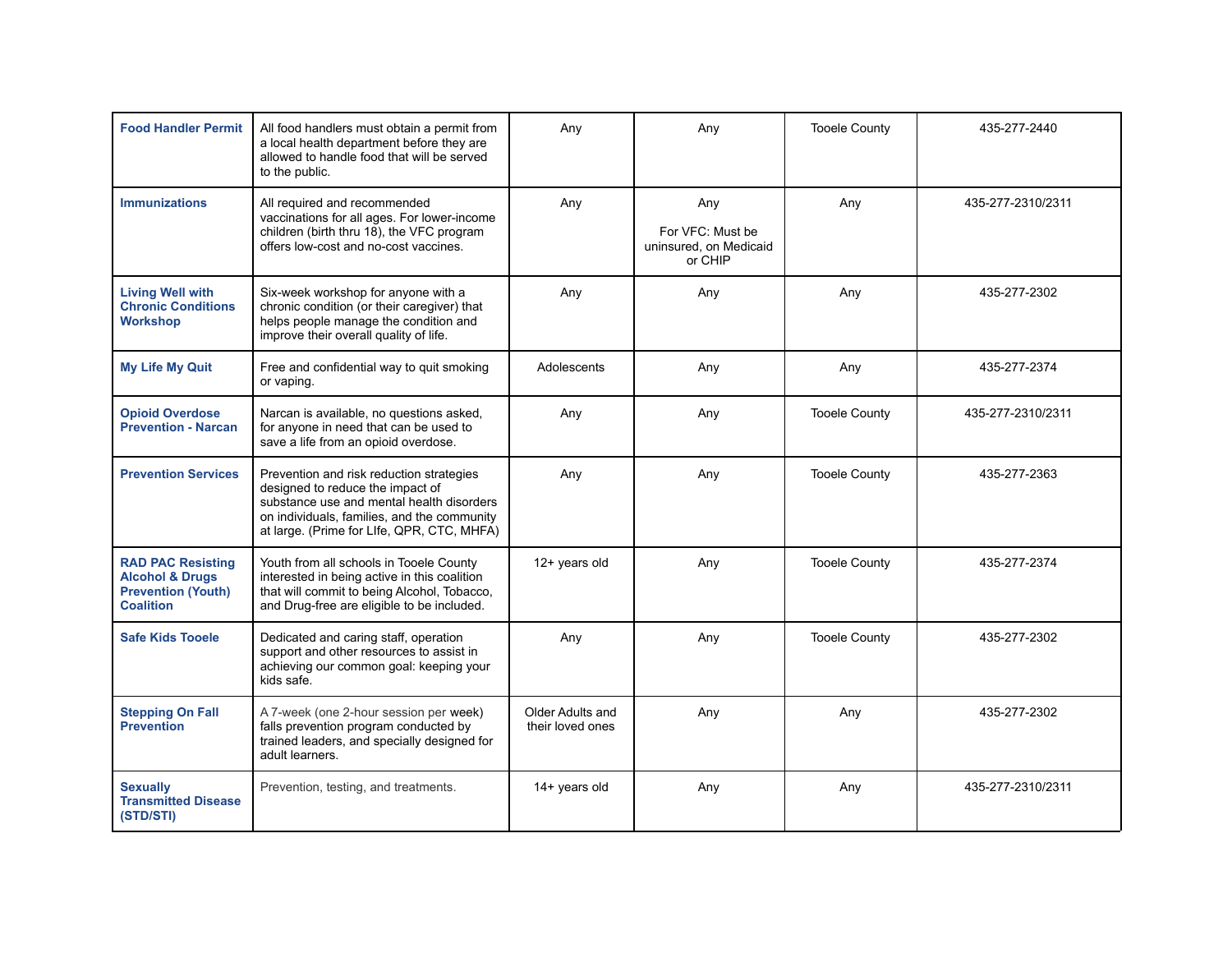| | | | | | |
|---|---|---|---|---|---|
| **Food Handler Permit** | All food handlers must obtain a permit from a local health department before they are allowed to handle food that will be served to the public. | Any | Any | Tooele County | 435-277-2440 |
| **Immunizations** | All required and recommended vaccinations for all ages. For lower-income children (birth thru 18), the VFC program offers low-cost and no-cost vaccines. | Any | Any<br><br>For VFC: Must be uninsured, on Medicaid or CHIP | Any | 435-277-2310/2311 |
| **Living Well with Chronic Conditions Workshop** | Six-week workshop for anyone with a chronic condition (or their caregiver) that helps people manage the condition and improve their overall quality of life. | Any | Any | Any | 435-277-2302 |
| **My Life My Quit** | Free and confidential way to quit smoking or vaping. | Adolescents | Any | Any | 435-277-2374 |
| **Opioid Overdose Prevention - Narcan** | Narcan is available, no questions asked, for anyone in need that can be used to save a life from an opioid overdose. | Any | Any | Tooele County | 435-277-2310/2311 |
| **Prevention Services** | Prevention and risk reduction strategies designed to reduce the impact of substance use and mental health disorders on individuals, families, and the community at large. (Prime for LIfe, QPR, CTC, MHFA) | Any | Any | Tooele County | 435-277-2363 |
| **RAD PAC Resisting Alcohol & Drugs Prevention (Youth) Coalition** | Youth from all schools in Tooele County interested in being active in this coalition that will commit to being Alcohol, Tobacco, and Drug-free are eligible to be included. | 12+ years old | Any | Tooele County | 435-277-2374 |
| **Safe Kids Tooele** | Dedicated and caring staff, operation support and other resources to assist in achieving our common goal: keeping your kids safe. | Any | Any | Tooele County | 435-277-2302 |
| **Stepping On Fall Prevention** | A 7-week (one 2-hour session per week) falls prevention program conducted by trained leaders, and specially designed for adult learners. | Older Adults and their loved ones | Any | Any | 435-277-2302 |
| **Sexually Transmitted Disease (STD/STI)** | Prevention, testing, and treatments. | 14+ years old | Any | Any | 435-277-2310/2311 |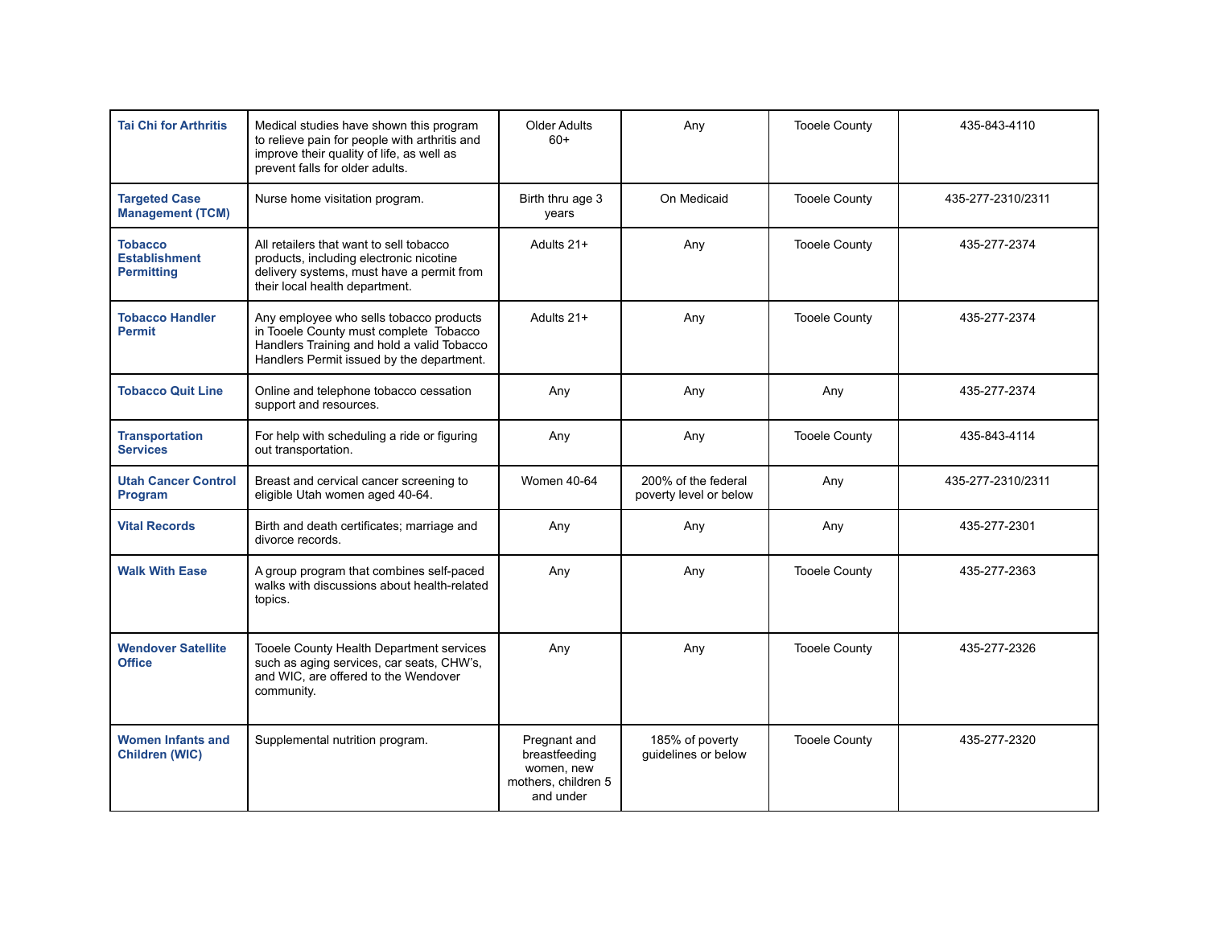| | | | | | |
|---|---|---|---|---|---|
| **Tai Chi for Arthritis** | Medical studies have shown this program to relieve pain for people with arthritis and improve their quality of life, as well as prevent falls for older adults. | Older Adults 60+ | Any | Tooele County | 435-843-4110 |
| **Targeted Case Management (TCM)** | Nurse home visitation program. | Birth thru age 3 years | On Medicaid | Tooele County | 435-277-2310/2311 |
| **Tobacco Establishment Permitting** | All retailers that want to sell tobacco products, including electronic nicotine delivery systems, must have a permit from their local health department. | Adults 21+ | Any | Tooele County | 435-277-2374 |
| **Tobacco Handler Permit** | Any employee who sells tobacco products in Tooele County must complete Tobacco Handlers Training and hold a valid Tobacco Handlers Permit issued by the department. | Adults 21+ | Any | Tooele County | 435-277-2374 |
| **Tobacco Quit Line** | Online and telephone tobacco cessation support and resources. | Any | Any | Any | 435-277-2374 |
| **Transportation Services** | For help with scheduling a ride or figuring out transportation. | Any | Any | Tooele County | 435-843-4114 |
| **Utah Cancer Control Program** | Breast and cervical cancer screening to eligible Utah women aged 40-64. | Women 40-64 | 200% of the federal poverty level or below | Any | 435-277-2310/2311 |
| **Vital Records** | Birth and death certificates; marriage and divorce records. | Any | Any | Any | 435-277-2301 |
| **Walk With Ease** | A group program that combines self-paced walks with discussions about health-related topics. | Any | Any | Tooele County | 435-277-2363 |
| **Wendover Satellite Office** | Tooele County Health Department services such as aging services, car seats, CHW's, and WIC, are offered to the Wendover community. | Any | Any | Tooele County | 435-277-2326 |
| **Women Infants and Children (WIC)** | Supplemental nutrition program. | Pregnant and breastfeeding women, new mothers, children 5 and under | 185% of poverty guidelines or below | Tooele County | 435-277-2320 |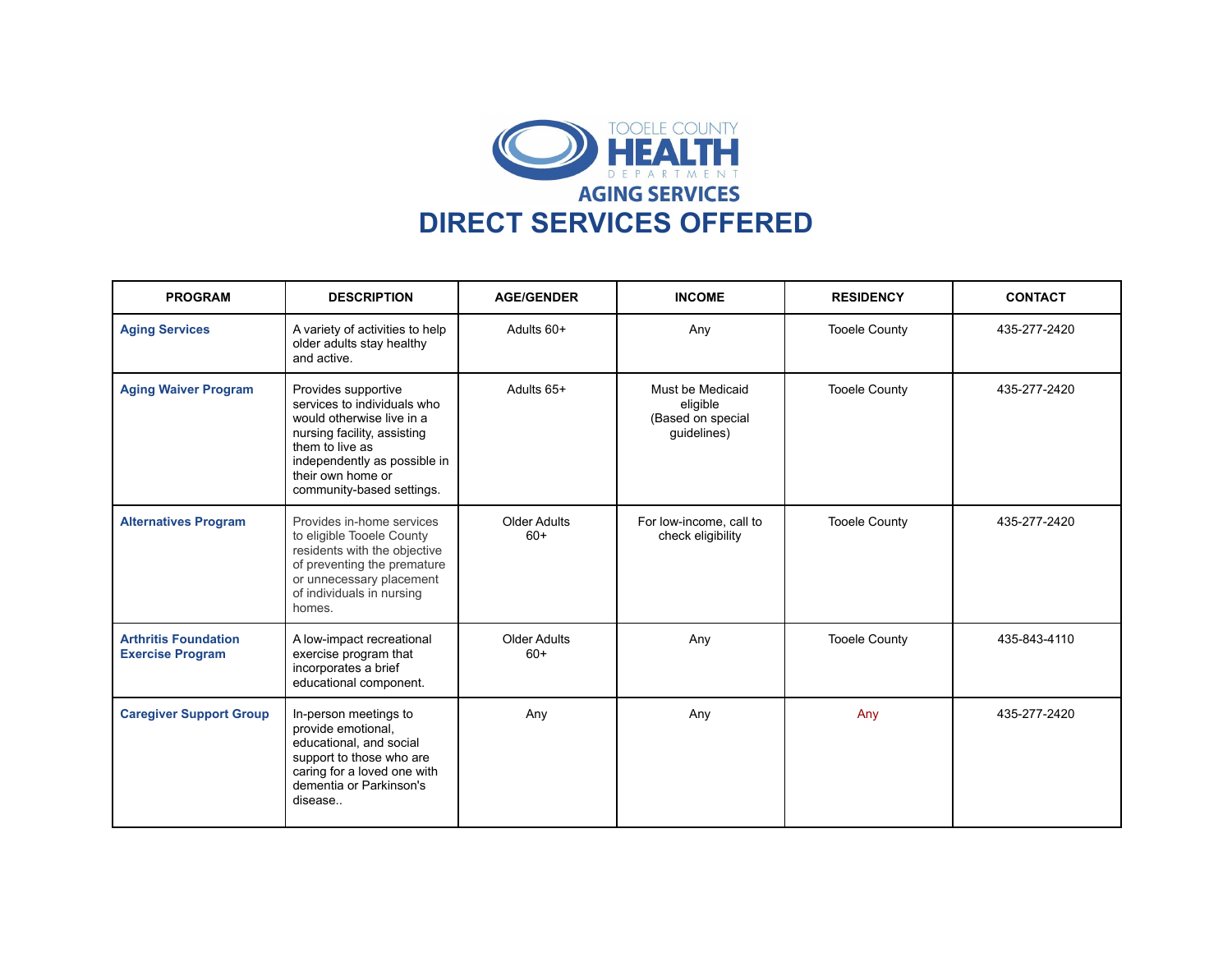TOOELE COUNTY **HEALTH** DEPARTMENT

## AGING SERVICES

# DIRECT SERVICES OFFERED

| PROGRAM | DESCRIPTION | AGE/GENDER | INCOME | RESIDENCY | CONTACT |
|---|---|---|---|---|---|
| **Aging Services** | A variety of activities to help older adults stay healthy and active. | Adults 60+ | Any | Tooele County | 435-277-2420 |
| **Aging Waiver Program** | Provides supportive services to individuals who would otherwise live in a nursing facility, assisting them to live as independently as possible in their own home or community-based settings. | Adults 65+ | Must be Medicaid eligible (Based on special guidelines) | Tooele County | 435-277-2420 |
| **Alternatives Program** | Provides in-home services to eligible Tooele County residents with the objective of preventing the premature or unnecessary placement of individuals in nursing homes. | Older Adults 60+ | For low-income, call to check eligibility | Tooele County | 435-277-2420 |
| **Arthritis Foundation Exercise Program** | A low-impact recreational exercise program that incorporates a brief educational component. | Older Adults 60+ | Any | Tooele County | 435-843-4110 |
| **Caregiver Support Group** | In-person meetings to provide emotional, educational, and social support to those who are caring for a loved one with dementia or Parkinson's disease.. | Any | Any | Any | 435-277-2420 |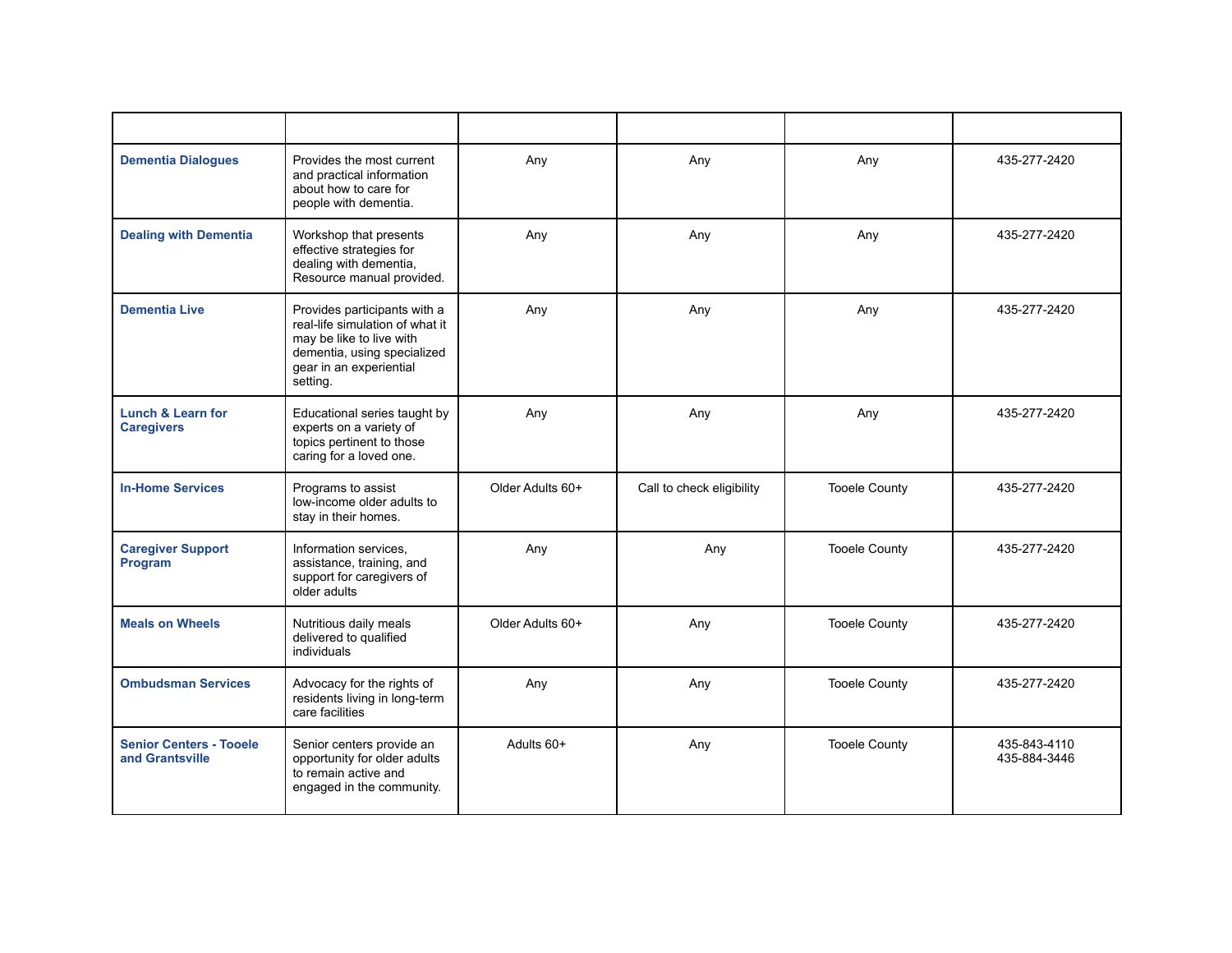| | | | | | |
|---|---|---|---|---|---|
| **Dementia Dialogues** | Provides the most current and practical information about how to care for people with dementia. | Any | Any | Any | 435-277-2420 |
| **Dealing with Dementia** | Workshop that presents effective strategies for dealing with dementia, Resource manual provided. | Any | Any | Any | 435-277-2420 |
| **Dementia Live** | Provides participants with a real-life simulation of what it may be like to live with dementia, using specialized gear in an experiential setting. | Any | Any | Any | 435-277-2420 |
| **Lunch & Learn for Caregivers** | Educational series taught by experts on a variety of topics pertinent to those caring for a loved one. | Any | Any | Any | 435-277-2420 |
| **In-Home Services** | Programs to assist low-income older adults to stay in their homes. | Older Adults 60+ | Call to check eligibility | Tooele County | 435-277-2420 |
| **Caregiver Support Program** | Information services, assistance, training, and support for caregivers of older adults | Any | Any | Tooele County | 435-277-2420 |
| **Meals on Wheels** | Nutritious daily meals delivered to qualified individuals | Older Adults 60+ | Any | Tooele County | 435-277-2420 |
| **Ombudsman Services** | Advocacy for the rights of residents living in long-term care facilities | Any | Any | Tooele County | 435-277-2420 |
| **Senior Centers - Tooele and Grantsville** | Senior centers provide an opportunity for older adults to remain active and engaged in the community. | Adults 60+ | Any | Tooele County | 435-843-4110<br>435-884-3446 |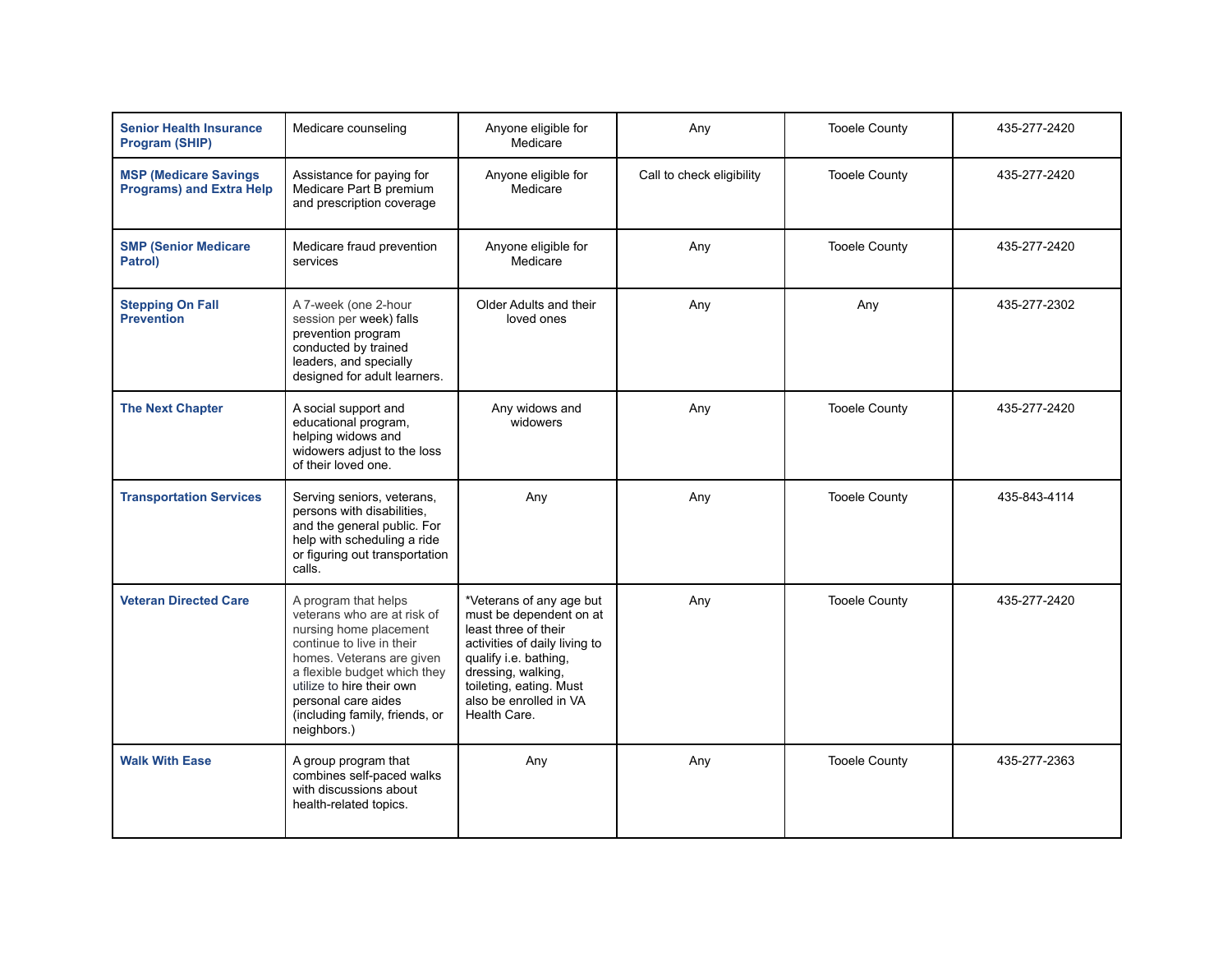| | | | | | |
|---|---|---|---|---|---|
| **Senior Health Insurance Program (SHIP)** | Medicare counseling | Anyone eligible for Medicare | Any | Tooele County | 435-277-2420 |
| **MSP (Medicare Savings Programs) and Extra Help** | Assistance for paying for Medicare Part B premium and prescription coverage | Anyone eligible for Medicare | Call to check eligibility | Tooele County | 435-277-2420 |
| **SMP (Senior Medicare Patrol)** | Medicare fraud prevention services | Anyone eligible for Medicare | Any | Tooele County | 435-277-2420 |
| **Stepping On Fall Prevention** | A 7-week (one 2-hour session per week) falls prevention program conducted by trained leaders, and specially designed for adult learners. | Older Adults and their loved ones | Any | Any | 435-277-2302 |
| **The Next Chapter** | A social support and educational program, helping widows and widowers adjust to the loss of their loved one. | Any widows and widowers | Any | Tooele County | 435-277-2420 |
| **Transportation Services** | Serving seniors, veterans, persons with disabilities, and the general public. For help with scheduling a ride or figuring out transportation calls. | Any | Any | Tooele County | 435-843-4114 |
| **Veteran Directed Care** | A program that helps veterans who are at risk of nursing home placement continue to live in their homes. Veterans are given a flexible budget which they utilize to hire their own personal care aides (including family, friends, or neighbors.) | *Veterans of any age but must be dependent on at least three of their activities of daily living to qualify i.e. bathing, dressing, walking, toileting, eating. Must also be enrolled in VA Health Care. | Any | Tooele County | 435-277-2420 |
| **Walk With Ease** | A group program that combines self-paced walks with discussions about health-related topics. | Any | Any | Tooele County | 435-277-2363 |